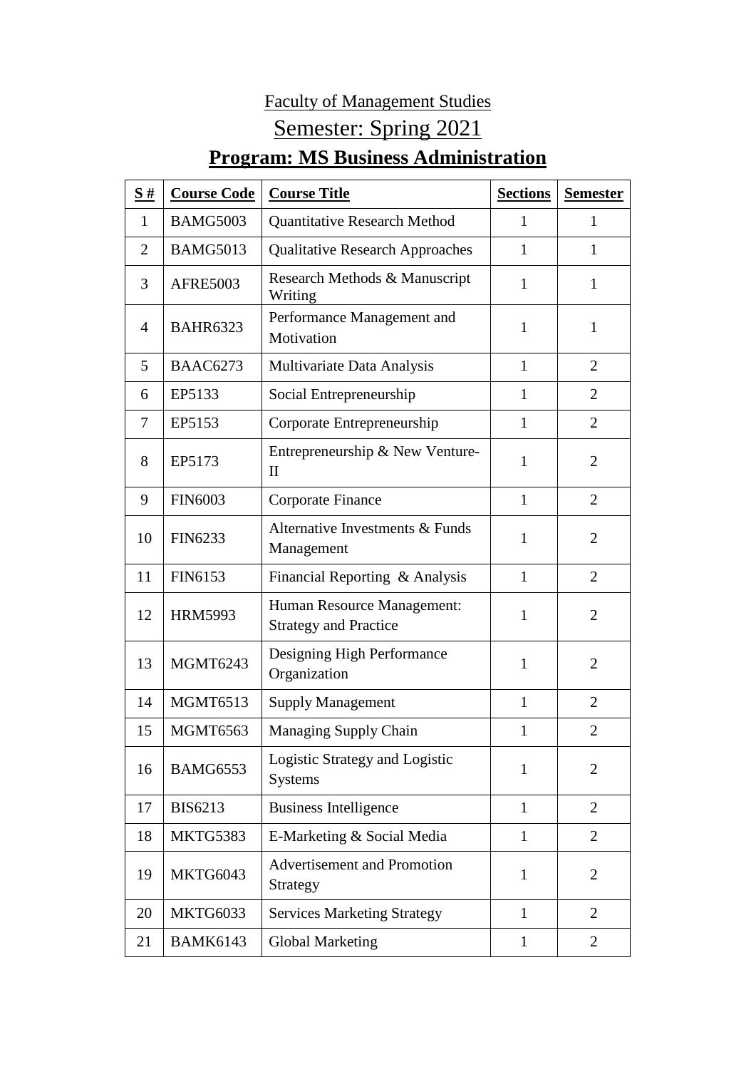Faculty of Management Studies

Semester: Spring 2021

## Program: MS Business Administration

| S # | Course Code | Course Title | Sections | Semester |
|---|---|---|---|---|
| 1 | BAMG5003 | Quantitative Research Method | 1 | 1 |
| 2 | BAMG5013 | Qualitative Research Approaches | 1 | 1 |
| 3 | AFRE5003 | Research Methods & Manuscript Writing | 1 | 1 |
| 4 | BAHR6323 | Performance Management and Motivation | 1 | 1 |
| 5 | BAAC6273 | Multivariate Data Analysis | 1 | 2 |
| 6 | EP5133 | Social Entrepreneurship | 1 | 2 |
| 7 | EP5153 | Corporate Entrepreneurship | 1 | 2 |
| 8 | EP5173 | Entrepreneurship & New Venture-II | 1 | 2 |
| 9 | FIN6003 | Corporate Finance | 1 | 2 |
| 10 | FIN6233 | Alternative Investments & Funds Management | 1 | 2 |
| 11 | FIN6153 | Financial Reporting & Analysis | 1 | 2 |
| 12 | HRM5993 | Human Resource Management: Strategy and Practice | 1 | 2 |
| 13 | MGMT6243 | Designing High Performance Organization | 1 | 2 |
| 14 | MGMT6513 | Supply Management | 1 | 2 |
| 15 | MGMT6563 | Managing Supply Chain | 1 | 2 |
| 16 | BAMG6553 | Logistic Strategy and Logistic Systems | 1 | 2 |
| 17 | BIS6213 | Business Intelligence | 1 | 2 |
| 18 | MKTG5383 | E-Marketing & Social Media | 1 | 2 |
| 19 | MKTG6043 | Advertisement and Promotion Strategy | 1 | 2 |
| 20 | MKTG6033 | Services Marketing Strategy | 1 | 2 |
| 21 | BAMK6143 | Global Marketing | 1 | 2 |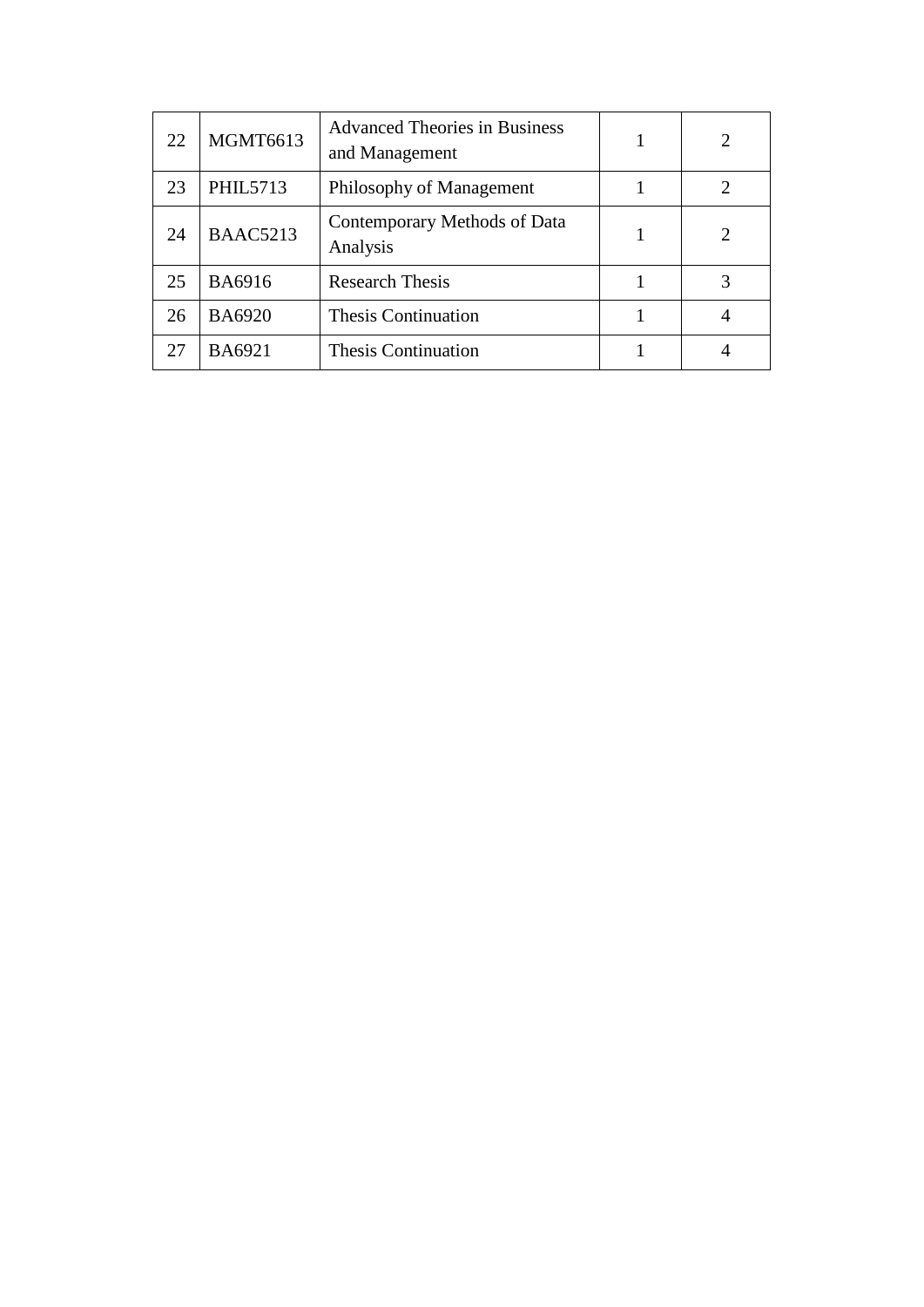| | | | | |
|---|---|---|---|---|
| 22 | MGMT6613 | Advanced Theories in Business and Management | 1 | 2 |
| 23 | PHIL5713 | Philosophy of Management | 1 | 2 |
| 24 | BAAC5213 | Contemporary Methods of Data Analysis | 1 | 2 |
| 25 | BA6916 | Research Thesis | 1 | 3 |
| 26 | BA6920 | Thesis Continuation | 1 | 4 |
| 27 | BA6921 | Thesis Continuation | 1 | 4 |